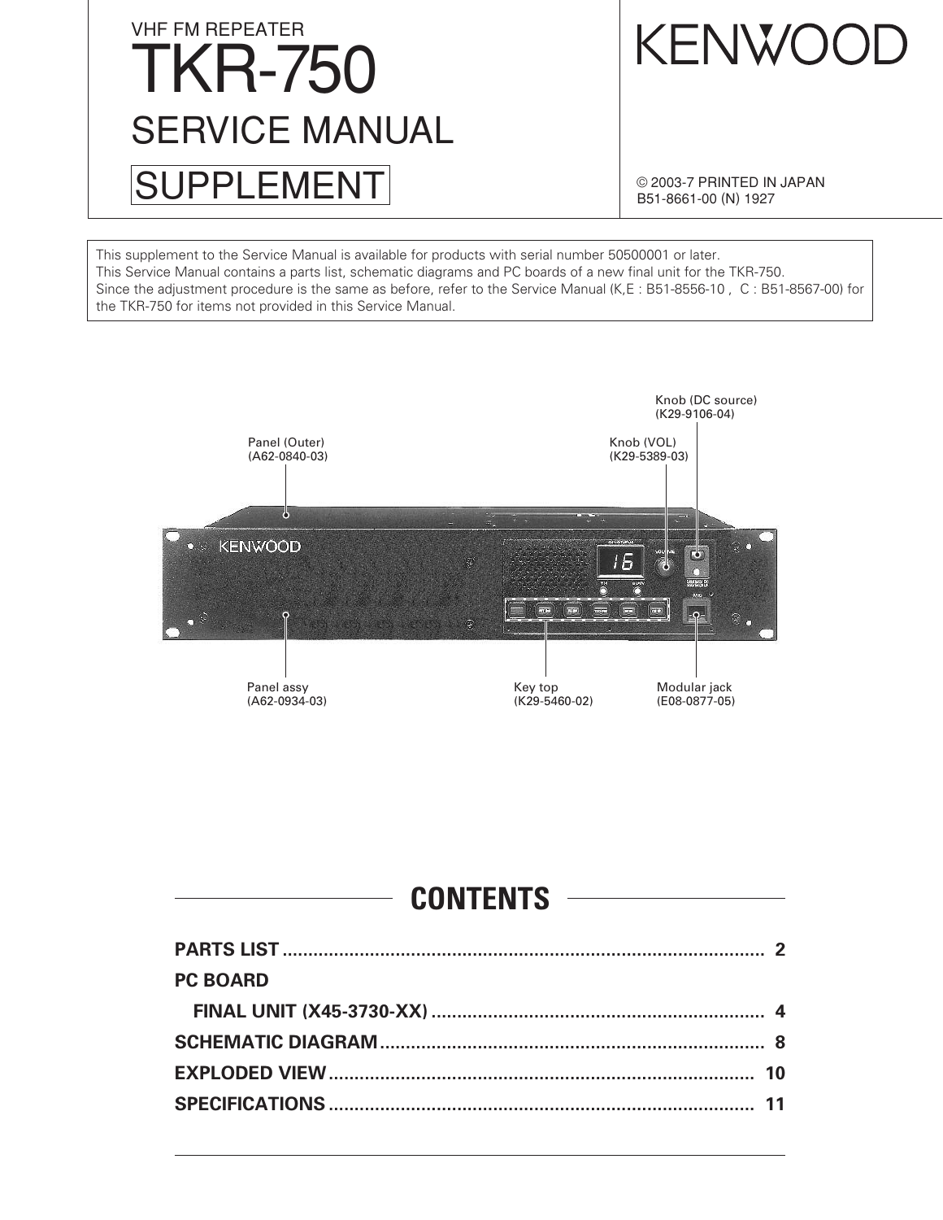VHF FM REPEATER

# TKR-750

## SERVICE MANUAL

## SUPPLEMENT

KENWOOD

© 2003-7 PRINTED IN JAPAN
B51-8661-00 (N) 1927

This supplement to the Service Manual is available for products with serial number 50500001 or later.
This Service Manual contains a parts list, schematic diagrams and PC boards of a new final unit for the TKR-750.
Since the adjustment procedure is the same as before, refer to the Service Manual (K,E : B51-8556-10 , C : B51-8567-00) for the TKR-750 for items not provided in this Service Manual.

Panel (Outer)
(A62-0840-03)

Knob (DC source)
(K29-9106-04)

Knob (VOL)
(K29-5389-03)

Panel assy
(A62-0934-03)

Key top
(K29-5460-02)

Modular jack
(E08-0877-05)

## CONTENTS

**PARTS LIST** .......... 2

**PC BOARD**

**FINAL UNIT (X45-3730-XX)** .......... 4

**SCHEMATIC DIAGRAM** .......... 8

**EXPLODED VIEW** .......... 10

**SPECIFICATIONS** .......... 11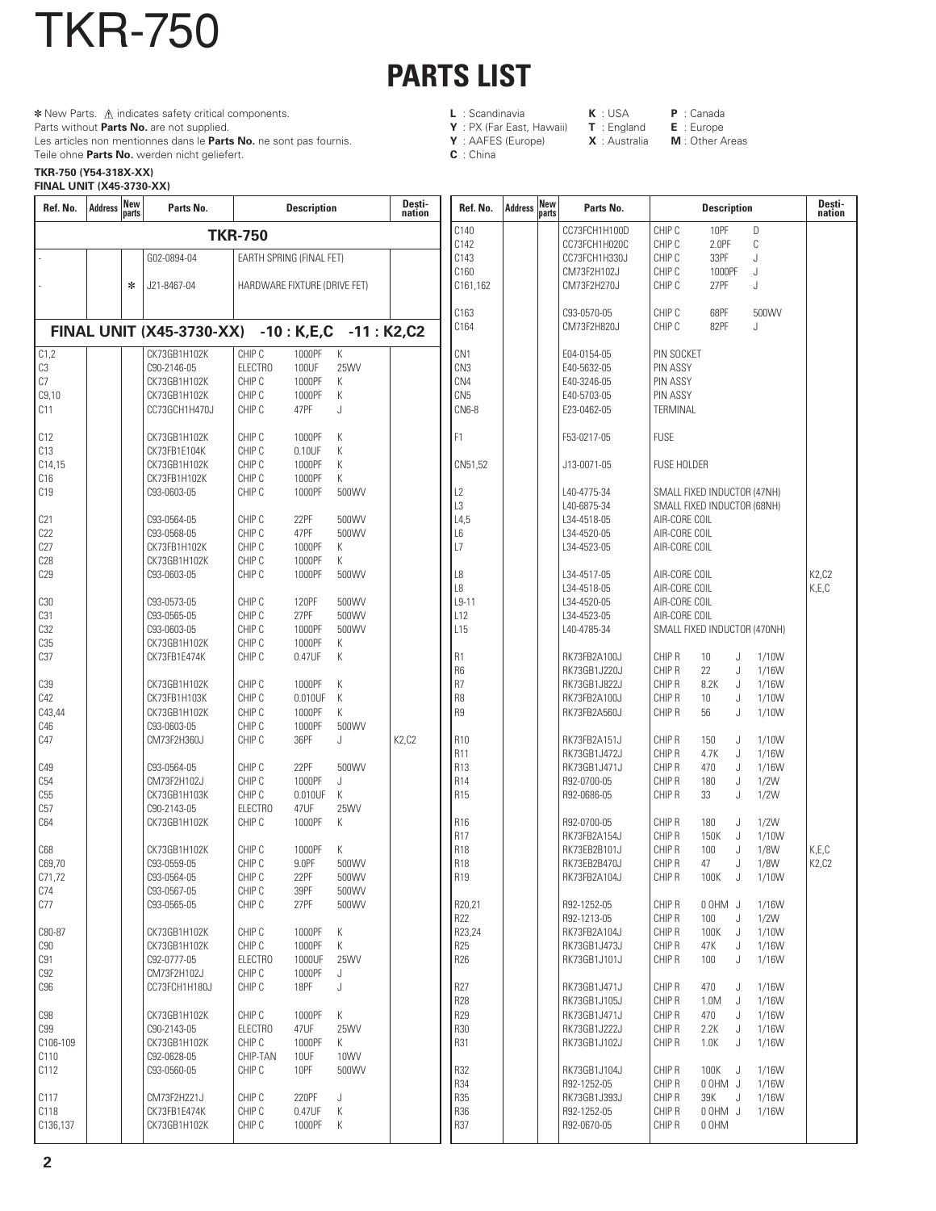# TKR-750

## PARTS LIST

✻ New Parts. ⚠ indicates safety critical components.
Parts without **Parts No.** are not supplied.
Les articles non mentionnes dans le **Parts No.** ne sont pas fournis.
Teile ohne **Parts No.** werden nicht geliefert.

**L** : Scandinavia  **K** : USA  **P** : Canada
**Y** : PX (Far East, Hawaii)  **T** : England  **E** : Europe
**Y** : AAFES (Europe)  **X** : Australia  **M** : Other Areas
**C** : China

**TKR-750 (Y54-318X-XX)**
**FINAL UNIT (X45-3730-XX)**

| Ref. No. | Address | New parts | Parts No. | Description | Desti-nation |
|---|---|---|---|---|---|
| | | | | **TKR-750** | |
| - | | | G02-0894-04 | EARTH SPRING (FINAL FET) | |
| - | | ✻ | J21-8467-04 | HARDWARE FIXTURE (DRIVE FET) | |
| | | | | **FINAL UNIT (X45-3730-XX) -10 : K,E,C -11 : K2,C2** | |
| C1,2 | | | CK73GB1H102K | CHIP C 1000PF K | |
| C3 | | | C90-2146-05 | ELECTRO 100UF 25WV | |
| C7 | | | CK73GB1H102K | CHIP C 1000PF K | |
| C9,10 | | | CK73GB1H102K | CHIP C 1000PF K | |
| C11 | | | CC73GCH1H470J | CHIP C 47PF J | |
| C12 | | | CK73GB1H102K | CHIP C 1000PF K | |
| C13 | | | CK73FB1E104K | CHIP C 0.10UF K | |
| C14,15 | | | CK73GB1H102K | CHIP C 1000PF K | |
| C16 | | | CK73FB1H102K | CHIP C 1000PF K | |
| C19 | | | C93-0603-05 | CHIP C 1000PF 500WV | |
| C21 | | | C93-0564-05 | CHIP C 22PF 500WV | |
| C22 | | | C93-0568-05 | CHIP C 47PF 500WV | |
| C27 | | | CK73FB1H102K | CHIP C 1000PF K | |
| C28 | | | CK73GB1H102K | CHIP C 1000PF K | |
| C29 | | | C93-0603-05 | CHIP C 1000PF 500WV | |
| C30 | | | C93-0573-05 | CHIP C 120PF 500WV | |
| C31 | | | C93-0565-05 | CHIP C 27PF 500WV | |
| C32 | | | C93-0603-05 | CHIP C 1000PF 500WV | |
| C35 | | | CK73GB1H102K | CHIP C 1000PF K | |
| C37 | | | CK73FB1E474K | CHIP C 0.47UF K | |
| C39 | | | CK73GB1H102K | CHIP C 1000PF K | |
| C42 | | | CK73FB1H103K | CHIP C 0.010UF K | |
| C43,44 | | | CK73GB1H102K | CHIP C 1000PF K | |
| C46 | | | C93-0603-05 | CHIP C 1000PF 500WV | |
| C47 | | | CM73F2H360J | CHIP C 36PF J | K2,C2 |
| C49 | | | C93-0564-05 | CHIP C 22PF 500WV | |
| C54 | | | CM73F2H102J | CHIP C 1000PF J | |
| C55 | | | CK73GB1H103K | CHIP C 0.010UF K | |
| C57 | | | C90-2143-05 | ELECTRO 47UF 25WV | |
| C64 | | | CK73GB1H102K | CHIP C 1000PF K | |
| C68 | | | CK73GB1H102K | CHIP C 1000PF K | |
| C69,70 | | | C93-0559-05 | CHIP C 9.0PF 500WV | |
| C71,72 | | | C93-0564-05 | CHIP C 22PF 500WV | |
| C74 | | | C93-0567-05 | CHIP C 39PF 500WV | |
| C77 | | | C93-0565-05 | CHIP C 27PF 500WV | |
| C80-87 | | | CK73GB1H102K | CHIP C 1000PF K | |
| C90 | | | CK73GB1H102K | CHIP C 1000PF K | |
| C91 | | | C92-0777-05 | ELECTRO 1000UF 25WV | |
| C92 | | | CM73F2H102J | CHIP C 1000PF J | |
| C96 | | | CC73FCH1H180J | CHIP C 18PF J | |
| C98 | | | CK73GB1H102K | CHIP C 1000PF K | |
| C99 | | | C90-2143-05 | ELECTRO 47UF 25WV | |
| C106-109 | | | CK73GB1H102K | CHIP C 1000PF K | |
| C110 | | | C92-0628-05 | CHIP-TAN 10UF 10WV | |
| C112 | | | C93-0560-05 | CHIP C 10PF 500WV | |
| C117 | | | CM73F2H221J | CHIP C 220PF J | |
| C118 | | | CK73FB1E474K | CHIP C 0.47UF K | |
| C136,137 | | | CK73GB1H102K | CHIP C 1000PF K | |
| C140 | | | CC73FCH1H100D | CHIP C 10PF D | |
| C142 | | | CC73FCH1H020C | CHIP C 2.0PF C | |
| C143 | | | CC73FCH1H330J | CHIP C 33PF J | |
| C160 | | | CM73F2H102J | CHIP C 1000PF J | |
| C161,162 | | | CM73F2H270J | CHIP C 27PF J | |
| C163 | | | C93-0570-05 | CHIP C 68PF 500WV | |
| C164 | | | CM73F2H820J | CHIP C 82PF J | |
| CN1 | | | E04-0154-05 | PIN SOCKET | |
| CN3 | | | E40-5632-05 | PIN ASSY | |
| CN4 | | | E40-3246-05 | PIN ASSY | |
| CN5 | | | E40-5703-05 | PIN ASSY | |
| CN6-8 | | | E23-0462-05 | TERMINAL | |
| F1 | | | F53-0217-05 | FUSE | |
| CN51,52 | | | J13-0071-05 | FUSE HOLDER | |
| L2 | | | L40-4775-34 | SMALL FIXED INDUCTOR (47NH) | |
| L3 | | | L40-6875-34 | SMALL FIXED INDUCTOR (68NH) | |
| L4,5 | | | L34-4518-05 | AIR-CORE COIL | |
| L6 | | | L34-4520-05 | AIR-CORE COIL | |
| L7 | | | L34-4523-05 | AIR-CORE COIL | |
| L8 | | | L34-4517-05 | AIR-CORE COIL | K2,C2 |
| L8 | | | L34-4518-05 | AIR-CORE COIL | K,E,C |
| L9-11 | | | L34-4520-05 | AIR-CORE COIL | |
| L12 | | | L34-4523-05 | AIR-CORE COIL | |
| L15 | | | L40-4785-34 | SMALL FIXED INDUCTOR (470NH) | |
| R1 | | | RK73FB2A100J | CHIP R 10 J 1/10W | |
| R6 | | | RK73GB1J220J | CHIP R 22 J 1/16W | |
| R7 | | | RK73GB1J822J | CHIP R 8.2K J 1/16W | |
| R8 | | | RK73FB2A100J | CHIP R 10 J 1/10W | |
| R9 | | | RK73FB2A560J | CHIP R 56 J 1/10W | |
| R10 | | | RK73FB2A151J | CHIP R 150 J 1/10W | |
| R11 | | | RK73GB1J472J | CHIP R 4.7K J 1/16W | |
| R13 | | | RK73GB1J471J | CHIP R 470 J 1/16W | |
| R14 | | | R92-0700-05 | CHIP R 180 J 1/2W | |
| R15 | | | R92-0686-05 | CHIP R 33 J 1/2W | |
| R16 | | | R92-0700-05 | CHIP R 180 J 1/2W | |
| R17 | | | RK73FB2A154J | CHIP R 150K J 1/10W | |
| R18 | | | RK73EB2B101J | CHIP R 100 J 1/8W | K,E,C |
| R18 | | | RK73EB2B470J | CHIP R 47 J 1/8W | K2,C2 |
| R19 | | | RK73FB2A104J | CHIP R 100K J 1/10W | |
| R20,21 | | | R92-1252-05 | CHIP R 0 OHM J 1/16W | |
| R22 | | | R92-1213-05 | CHIP R 100 J 1/2W | |
| R23,24 | | | RK73FB2A104J | CHIP R 100K J 1/10W | |
| R25 | | | RK73GB1J473J | CHIP R 47K J 1/16W | |
| R26 | | | RK73GB1J101J | CHIP R 100 J 1/16W | |
| R27 | | | RK73GB1J471J | CHIP R 470 J 1/16W | |
| R28 | | | RK73GB1J105J | CHIP R 1.0M J 1/16W | |
| R29 | | | RK73GB1J471J | CHIP R 470 J 1/16W | |
| R30 | | | RK73GB1J222J | CHIP R 2.2K J 1/16W | |
| R31 | | | RK73GB1J102J | CHIP R 1.0K J 1/16W | |
| R32 | | | RK73GB1J104J | CHIP R 100K J 1/16W | |
| R34 | | | R92-1252-05 | CHIP R 0 OHM J 1/16W | |
| R35 | | | RK73GB1J393J | CHIP R 39K J 1/16W | |
| R36 | | | R92-1252-05 | CHIP R 0 OHM J 1/16W | |
| R37 | | | R92-0670-05 | CHIP R 0 OHM | |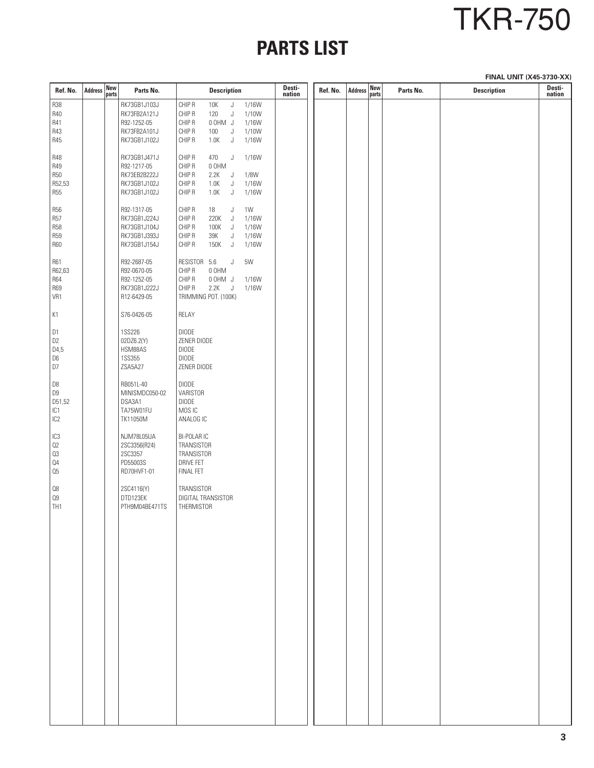# TKR-750

## PARTS LIST

**FINAL UNIT (X45-3730-XX)**

| Ref. No. | Address | New parts | Parts No. | Description | Desti-nation |
|---|---|---|---|---|---|
| R38 | | | RK73GB1J103J | CHIP R 10K J 1/16W | |
| R40 | | | RK73FB2A121J | CHIP R 120 J 1/10W | |
| R41 | | | R92-1252-05 | CHIP R 0 OHM J 1/16W | |
| R43 | | | RK73FB2A101J | CHIP R 100 J 1/10W | |
| R45 | | | RK73GB1J102J | CHIP R 1.0K J 1/16W | |
| R48 | | | RK73GB1J471J | CHIP R 470 J 1/16W | |
| R49 | | | R92-1217-05 | CHIP R 0 OHM | |
| R50 | | | RK73EB2B222J | CHIP R 2.2K J 1/8W | |
| R52,53 | | | RK73GB1J102J | CHIP R 1.0K J 1/16W | |
| R55 | | | RK73GB1J102J | CHIP R 1.0K J 1/16W | |
| R56 | | | R92-1317-05 | CHIP R 18 J 1W | |
| R57 | | | RK73GB1J224J | CHIP R 220K J 1/16W | |
| R58 | | | RK73GB1J104J | CHIP R 100K J 1/16W | |
| R59 | | | RK73GB1J393J | CHIP R 39K J 1/16W | |
| R60 | | | RK73GB1J154J | CHIP R 150K J 1/16W | |
| R61 | | | R92-2687-05 | RESISTOR 5.6 J 5W | |
| R62,63 | | | R92-0670-05 | CHIP R 0 OHM | |
| R64 | | | R92-1252-05 | CHIP R 0 OHM J 1/16W | |
| R69 | | | RK73GB1J222J | CHIP R 2.2K J 1/16W | |
| VR1 | | | R12-6429-05 | TRIMMING POT. (100K) | |
| K1 | | | S76-0426-05 | RELAY | |
| D1 | | | 1SS226 | DIODE | |
| D2 | | | 02DZ6.2(Y) | ZENER DIODE | |
| D4,5 | | | HSM88AS | DIODE | |
| D6 | | | 1SS355 | DIODE | |
| D7 | | | ZSA5A27 | ZENER DIODE | |
| D8 | | | RB051L-40 | DIODE | |
| D9 | | | MINISMDC050-02 | VARISTOR | |
| D51,52 | | | DSA3A1 | DIODE | |
| IC1 | | | TA75W01FU | MOS IC | |
| IC2 | | | TK11050M | ANALOG IC | |
| IC3 | | | NJM78L05UA | BI-POLAR IC | |
| Q2 | | | 2SC3356(R24) | TRANSISTOR | |
| Q3 | | | 2SC3357 | TRANSISTOR | |
| Q4 | | | PD55003S | DRIVE FET | |
| Q5 | | | RD70HVF1-01 | FINAL FET | |
| Q8 | | | 2SC4116(Y) | TRANSISTOR | |
| Q9 | | | DTD123EK | DIGITAL TRANSISTOR | |
| TH1 | | | PTH9M04BE471TS | THERMISTOR | |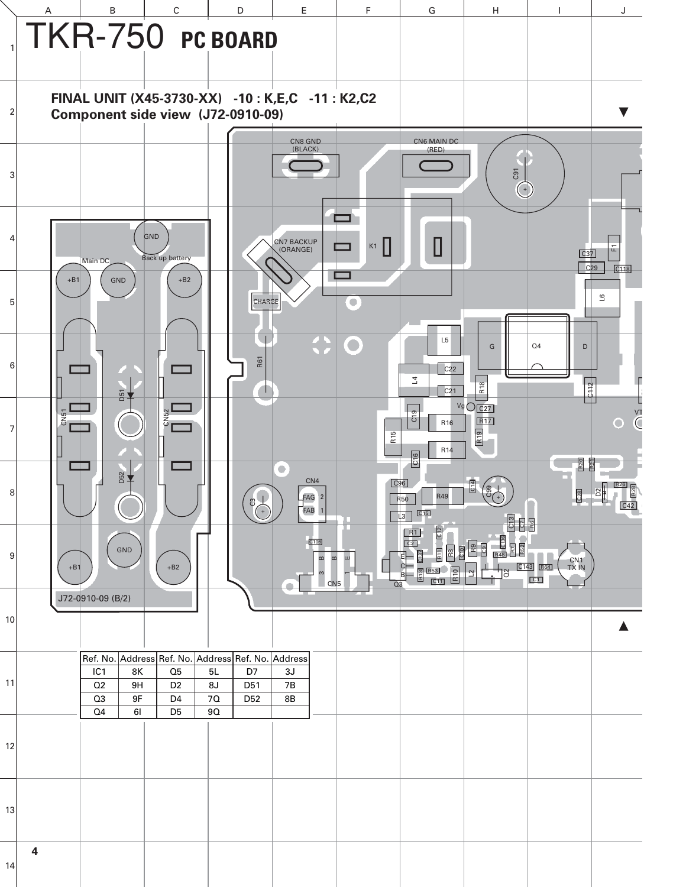# TKR-750 PC BOARD

**FINAL UNIT (X45-3730-XX) -10 : K,E,C -11 : K2,C2**
**Component side view (J72-0910-09)**

J72-0910-09 (B/2)

| Ref. No. | Address | Ref. No. | Address | Ref. No. | Address |
|---|---|---|---|---|---|
| IC1 | 8K | Q5 | 5L | D7 | 3J |
| Q2 | 9H | D2 | 8J | D51 | 7B |
| Q3 | 9F | D4 | 7Q | D52 | 8B |
| Q4 | 6I | D5 | 9Q | | |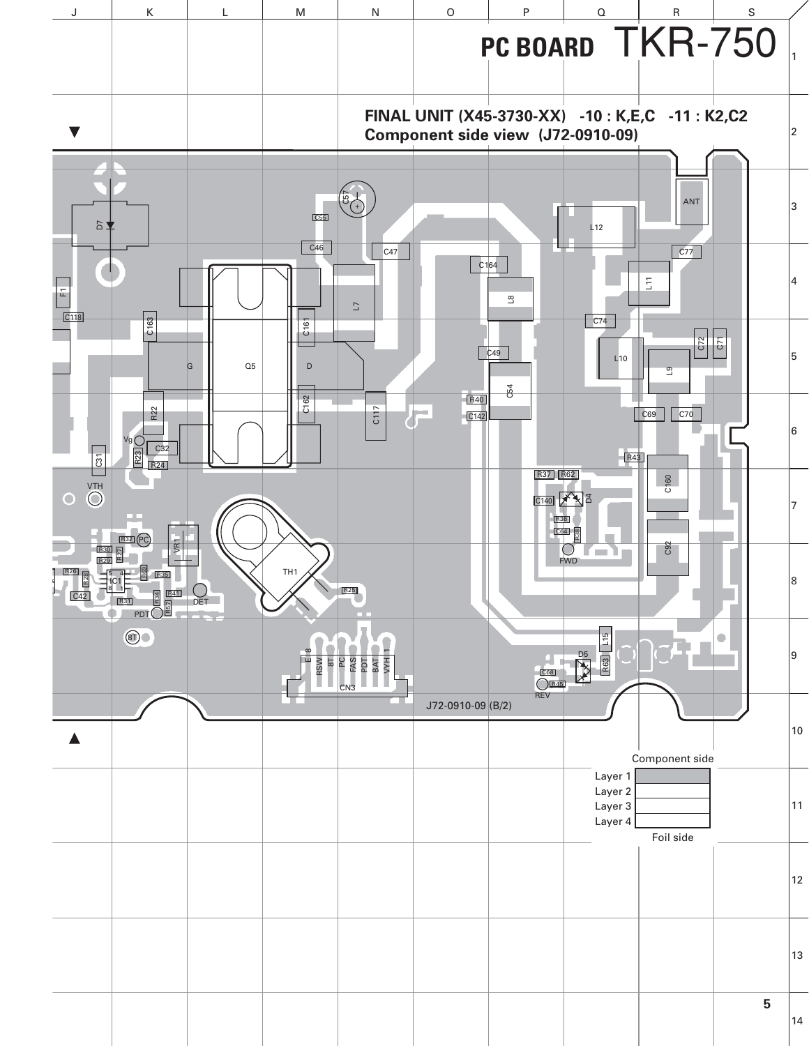# PC BOARD TKR-750

## FINAL UNIT (X45-3730-XX) -10 : K,E,C -11 : K2,C2
## Component side view (J72-0910-09)

J72-0910-09 (B/2)

| Component side |
|---|
| Layer 1 |
| Layer 2 |
| Layer 3 |
| Layer 4 |
| Foil side |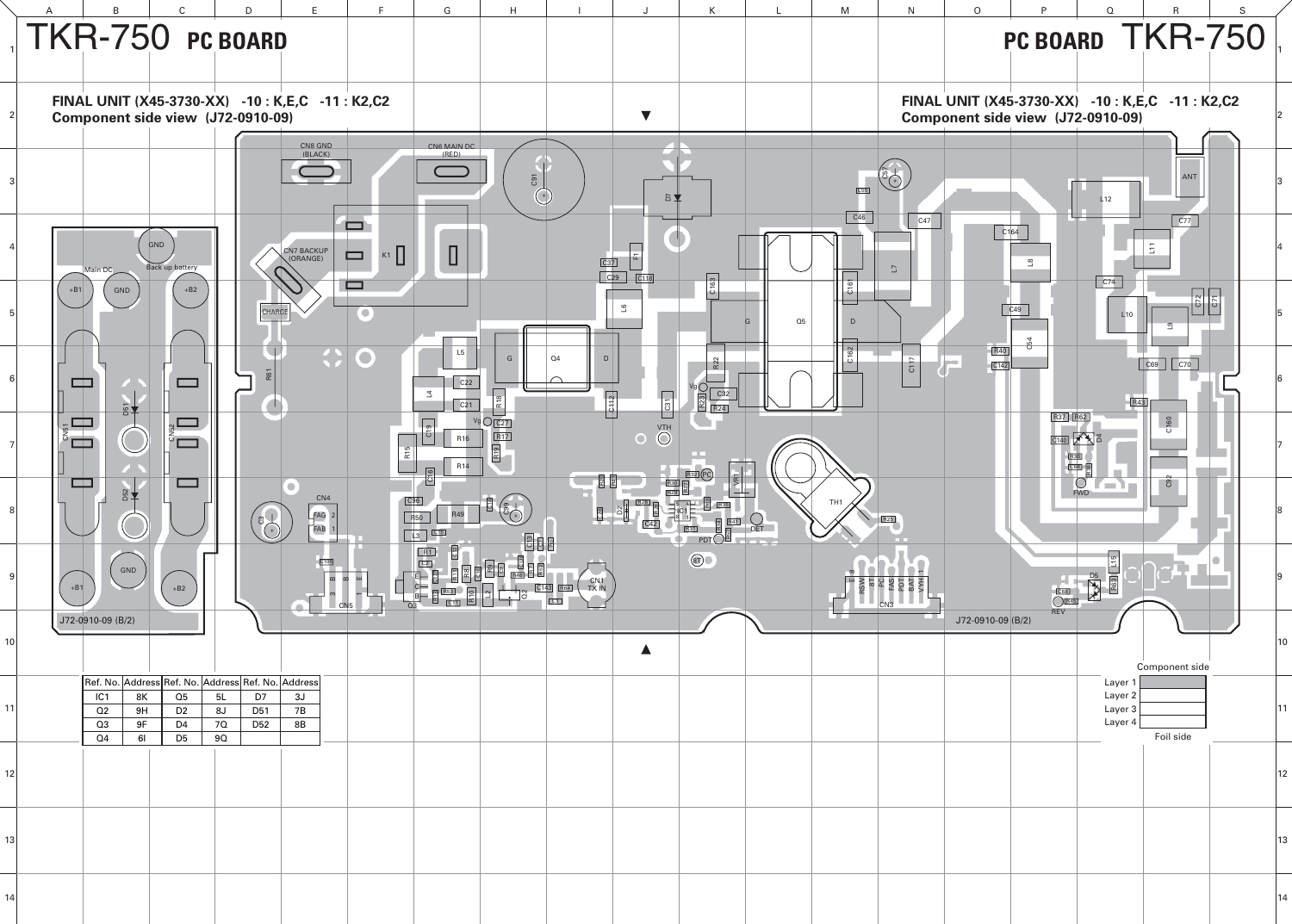# TKR-750 PC BOARD

## FINAL UNIT (X45-3730-XX) -10 : K,E,C -11 : K2,C2

### Component side view (J72-0910-09)

| Ref. No. | Address | Ref. No. | Address | Ref. No. | Address |
|---|---|---|---|---|---|
| IC1 | 8K | Q5 | 5L | D7 | 3J |
| Q2 | 9H | D2 | 8J | D51 | 7B |
| Q3 | 9F | D4 | 7Q | D52 | 8B |
| Q4 | 6I | D5 | 9Q | | |

Component side

Layer 1

Layer 2

Layer 3

Layer 4

Foil side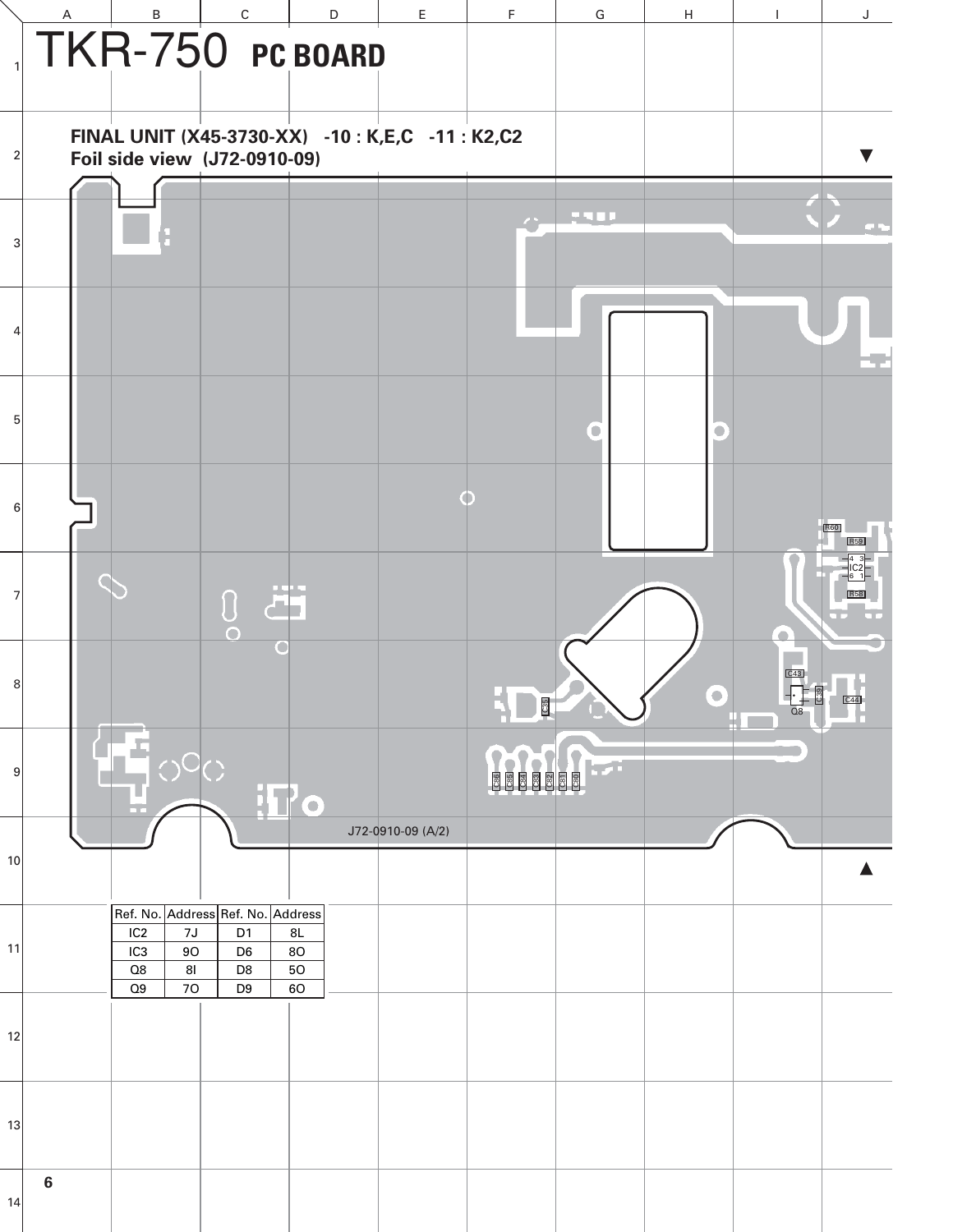# TKR-750 PC BOARD

## FINAL UNIT (X45-3730-XX) -10 : K,E,C -11 : K2,C2
## Foil side view (J72-0910-09)

J72-0910-09 (A/2)

| Ref. No. | Address | Ref. No. | Address |
|---|---|---|---|
| IC2 | 7J | D1 | 8L |
| IC3 | 9O | D6 | 8O |
| Q8 | 8I | D8 | 5O |
| Q9 | 7O | D9 | 6O |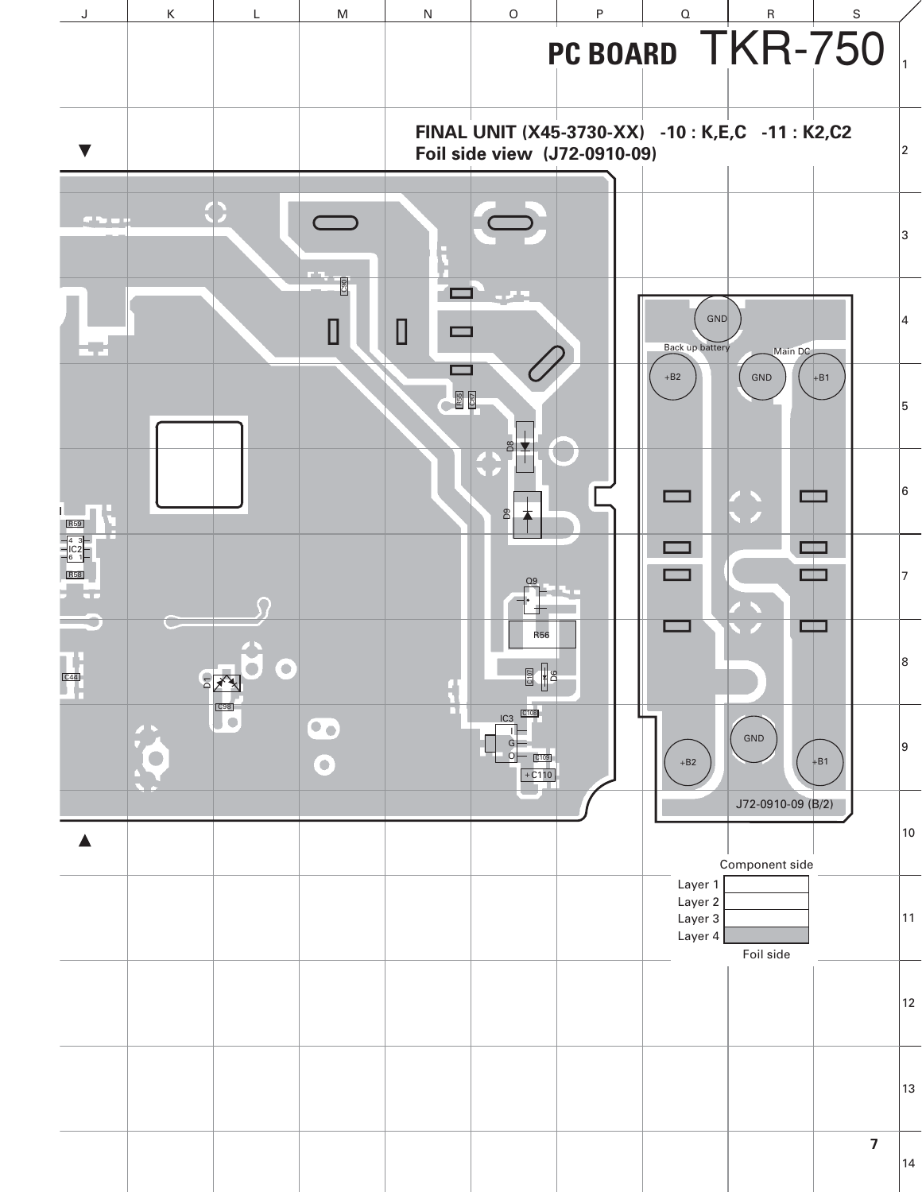# PC BOARD TKR-750

**FINAL UNIT (X45-3730-XX) -10 : K,E,C -11 : K2,C2**
**Foil side view (J72-0910-09)**

J72-0910-09 (B/2)

GND
Back up battery
Main DC
+B2
GND
+B1
GND
+B2
+B1

R59
IC2
R58
C44
D1
C98
C90
R55
C97
D8
D9
Q9
R56
C107
D6
IC3
C108
C109
C110

| Component side | |
|---|---|
| Layer 1 | |
| Layer 2 | |
| Layer 3 | |
| Layer 4 | |
| Foil side | |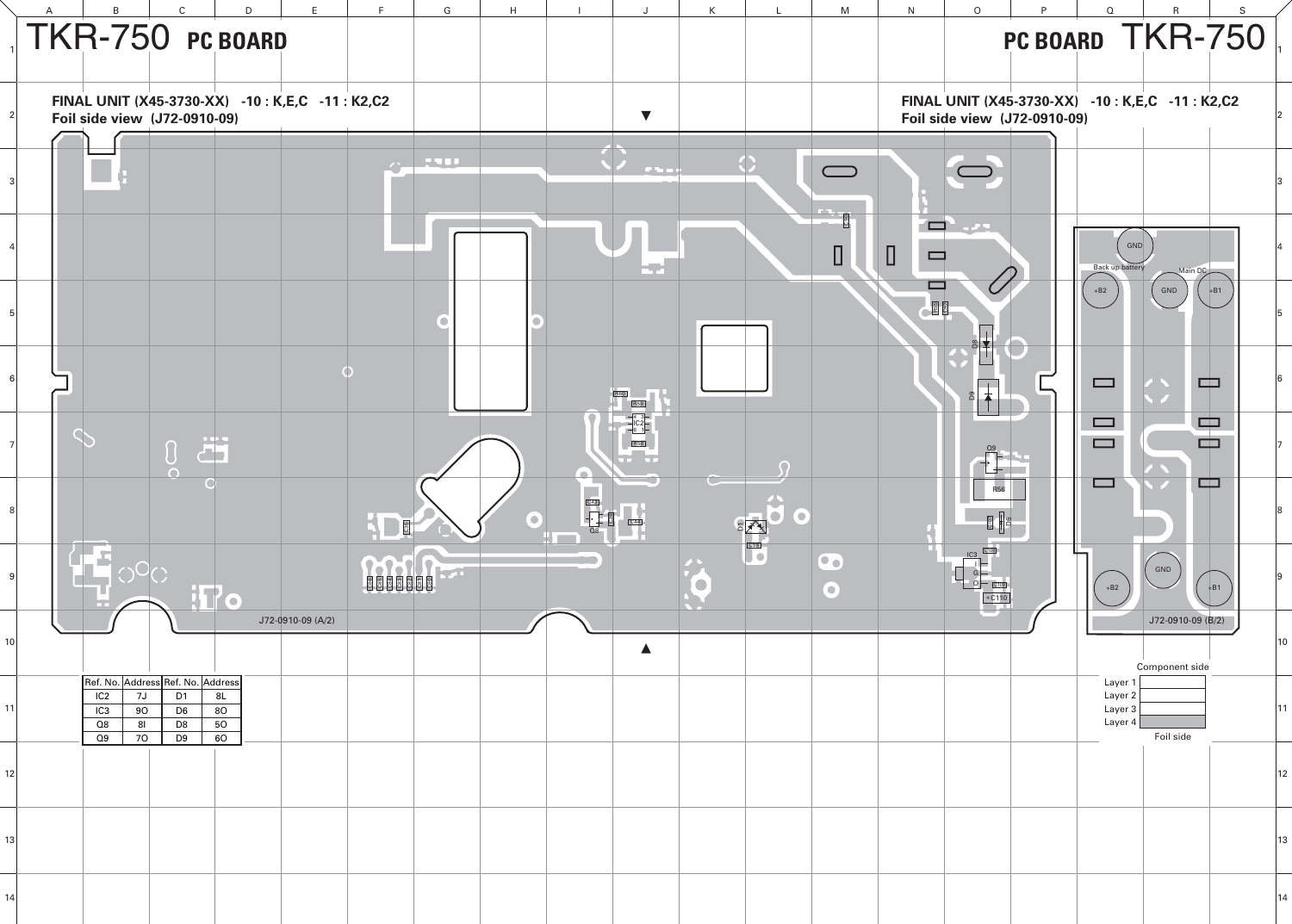# TKR-750 PC BOARD

## FINAL UNIT (X45-3730-XX) -10 : K,E,C -11 : K2,C2

**Foil side view (J72-0910-09)**

J72-0910-09 (A/2)

J72-0910-09 (B/2)

Back up battery

Main DC

GND

+B2

+B1

| Ref. No. | Address | Ref. No. | Address |
|---|---|---|---|
| IC2 | 7J | D1 | 8L |
| IC3 | 9O | D6 | 8O |
| Q8 | 8I | D8 | 5O |
| Q9 | 7O | D9 | 6O |

Component side

Layer 1

Layer 2

Layer 3

Layer 4

Foil side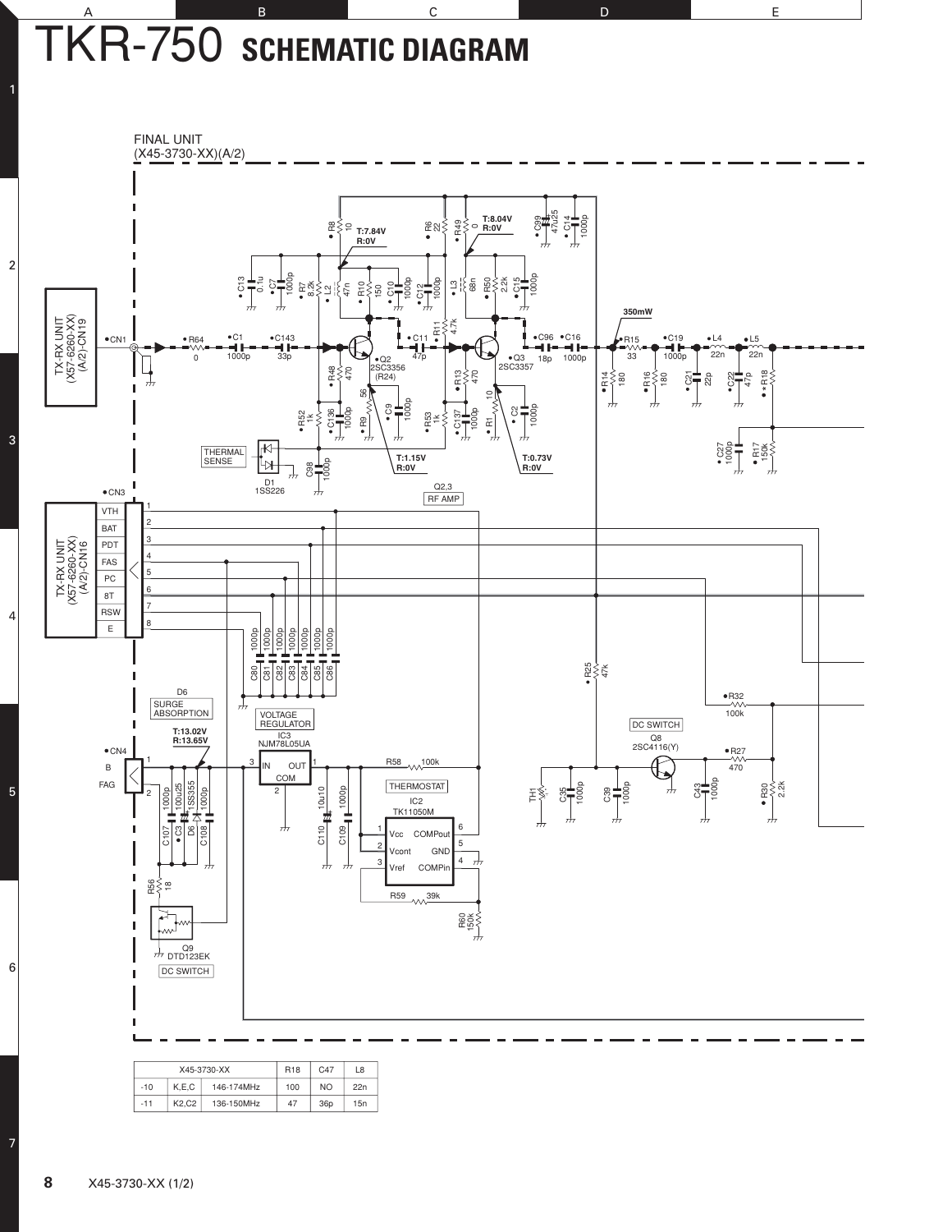# TKR-750 SCHEMATIC DIAGRAM

FINAL UNIT
(X45-3730-XX)(A/2)

| X45-3730-XX | | | R18 | C47 | L8 |
|---|---|---|---|---|---|
| -10 | K,E,C | 146-174MHz | 100 | NO | 22n |
| -11 | K2,C2 | 136-150MHz | 47 | 36p | 15n |

X45-3730-XX (1/2)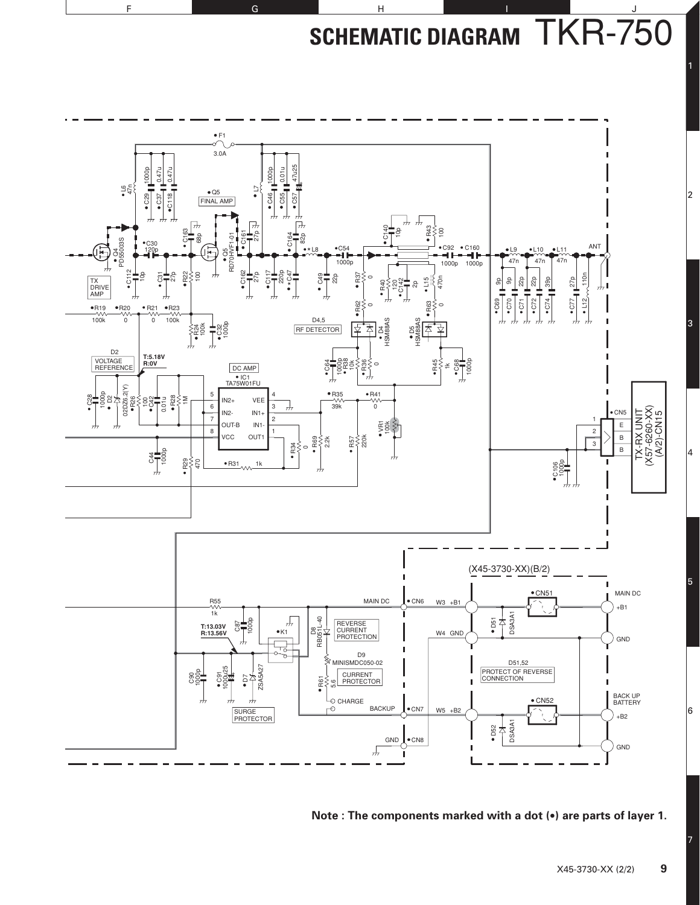# SCHEMATIC DIAGRAM TKR-750

**Note : The components marked with a dot (•) are parts of layer 1.**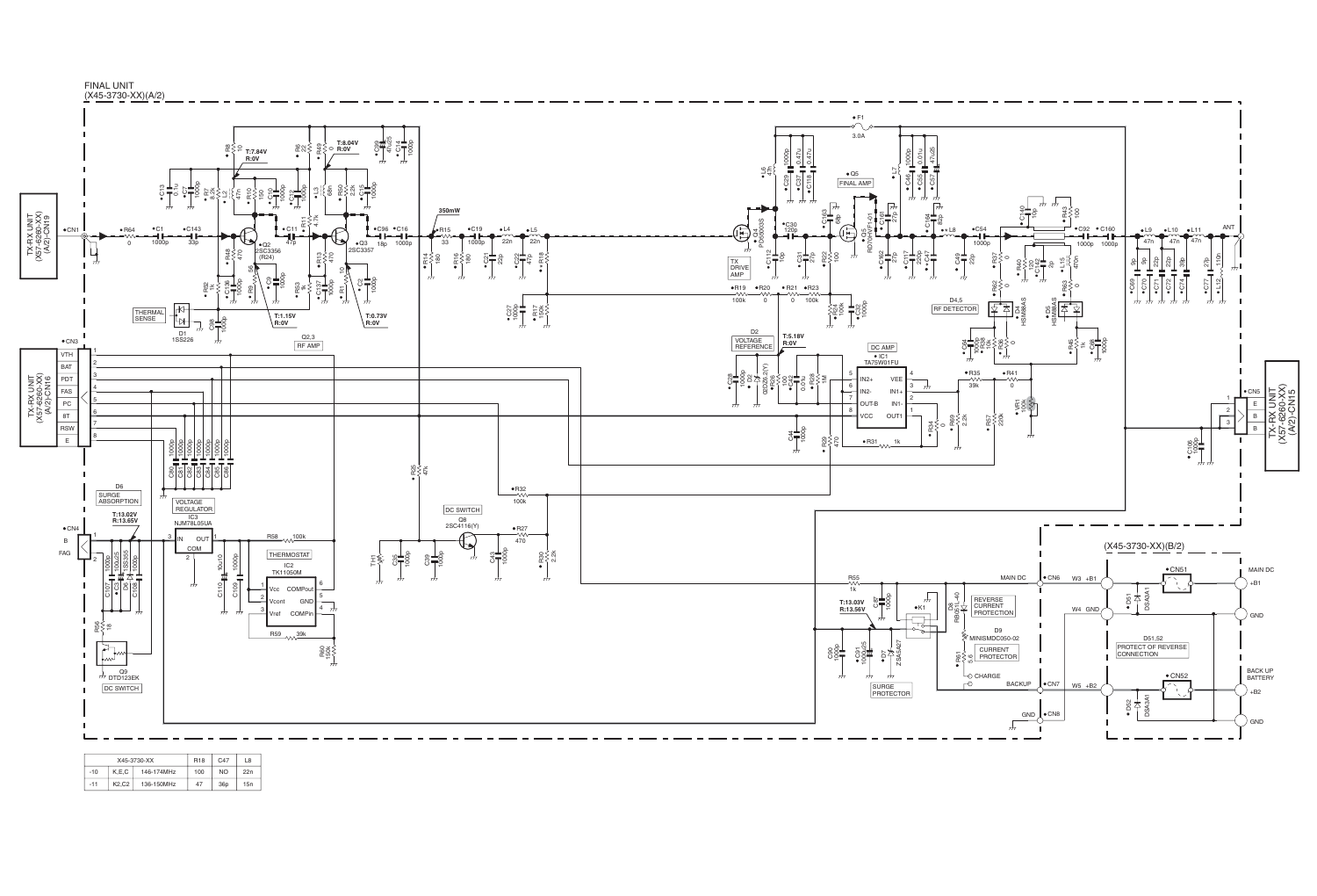FINAL UNIT
(X45-3730-XX)(A/2)

| X45-3730-XX | | | R18 | C47 | L8 |
|---|---|---|---|---|---|
| -10 | K,E,C | 146-174MHz | 100 | NO | 22n |
| -11 | K2,C2 | 136-150MHz | 47 | 36p | 15n |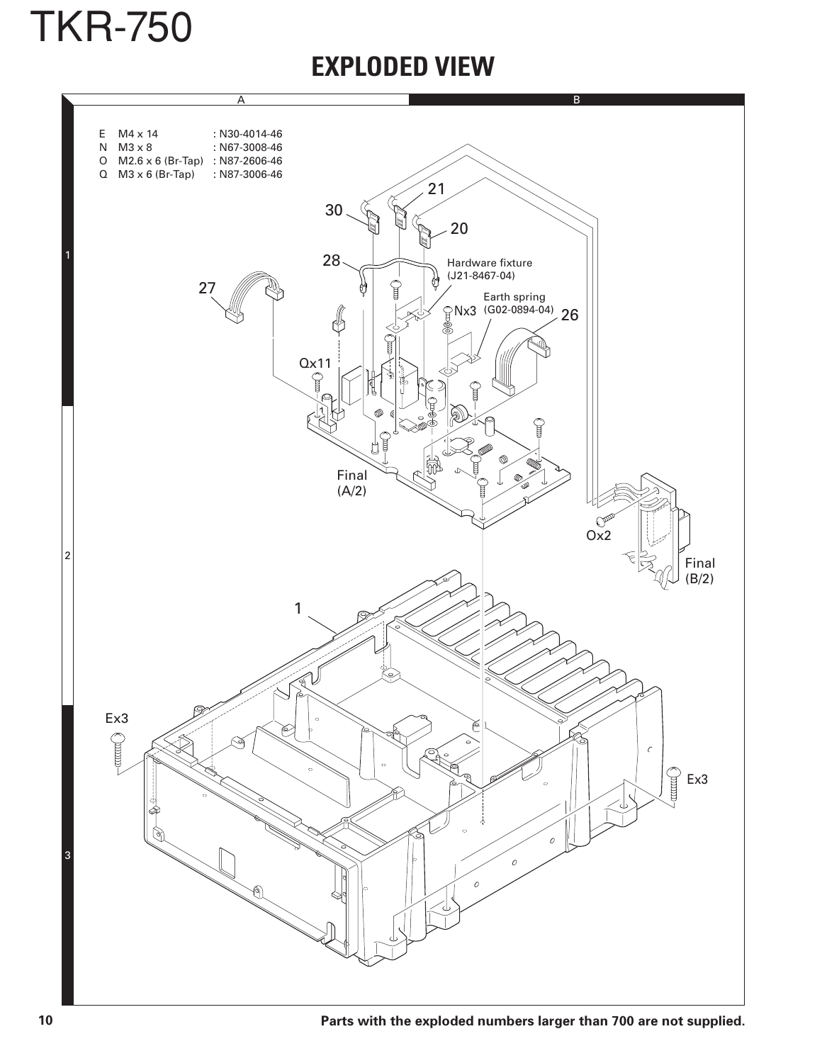## EXPLODED VIEW

| | | |
|---|---|---|
| E | M4 x 14 | : N30-4014-46 |
| N | M3 x 8 | : N67-3008-46 |
| O | M2.6 x 6 (Br-Tap) | : N87-2606-46 |
| Q | M3 x 6 (Br-Tap) | : N87-3006-46 |

30, 21, 20, 28, 27, 26, 1

Hardware fixture (J21-8467-04)

Earth spring (G02-0894-04)

Nx3

Qx11

Final (A/2)

Ox2

Final (B/2)

Ex3

Ex3

**Parts with the exploded numbers larger than 700 are not supplied.**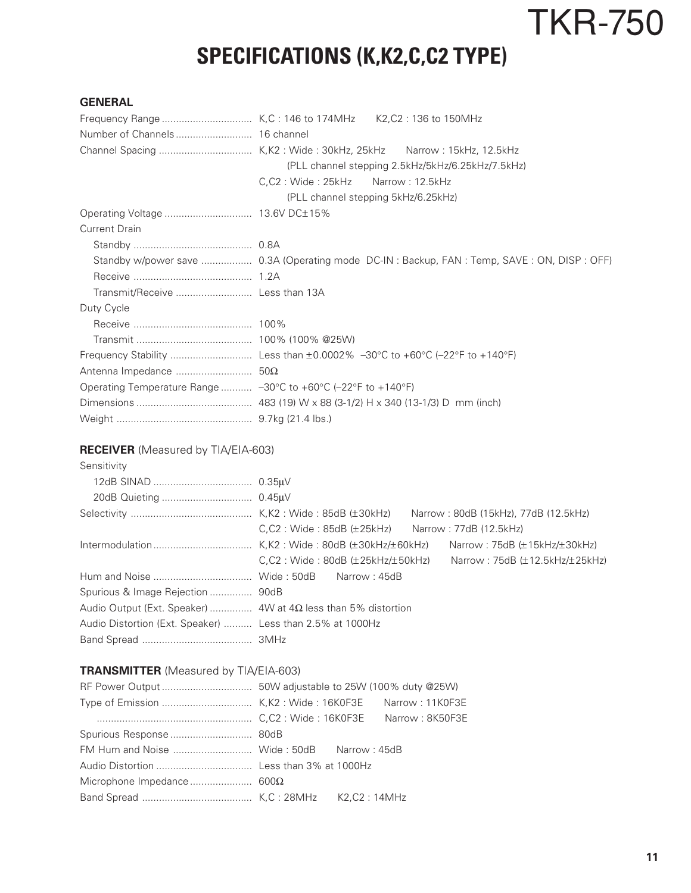# TKR-750

## SPECIFICATIONS (K,K2,C,C2 TYPE)

### GENERAL

| | |
|---|---|
| Frequency Range | K,C : 146 to 174MHz  K2,C2 : 136 to 150MHz |
| Number of Channels | 16 channel |
| Channel Spacing | K,K2 : Wide : 30kHz, 25kHz  Narrow : 15kHz, 12.5kHz |
| | (PLL channel stepping 2.5kHz/5kHz/6.25kHz/7.5kHz) |
| | C,C2 : Wide : 25kHz  Narrow : 12.5kHz |
| | (PLL channel stepping 5kHz/6.25kHz) |
| Operating Voltage | 13.6V DC±15% |
| Current Drain | |
| Standby | 0.8A |
| Standby w/power save | 0.3A (Operating mode DC-IN : Backup, FAN : Temp, SAVE : ON, DISP : OFF) |
| Receive | 1.2A |
| Transmit/Receive | Less than 13A |
| Duty Cycle | |
| Receive | 100% |
| Transmit | 100% (100% @25W) |
| Frequency Stability | Less than ±0.0002% –30°C to +60°C (–22°F to +140°F) |
| Antenna Impedance | 50Ω |
| Operating Temperature Range | –30°C to +60°C (–22°F to +140°F) |
| Dimensions | 483 (19) W x 88 (3-1/2) H x 340 (13-1/3) D mm (inch) |
| Weight | 9.7kg (21.4 lbs.) |

### RECEIVER (Measured by TIA/EIA-603)

| | |
|---|---|
| Sensitivity | |
| 12dB SINAD | 0.35μV |
| 20dB Quieting | 0.45μV |
| Selectivity | K,K2 : Wide : 85dB (±30kHz)  Narrow : 80dB (15kHz), 77dB (12.5kHz) |
| | C,C2 : Wide : 85dB (±25kHz)  Narrow : 77dB (12.5kHz) |
| Intermodulation | K,K2 : Wide : 80dB (±30kHz/±60kHz)  Narrow : 75dB (±15kHz/±30kHz) |
| | C,C2 : Wide : 80dB (±25kHz/±50kHz)  Narrow : 75dB (±12.5kHz/±25kHz) |
| Hum and Noise | Wide : 50dB  Narrow : 45dB |
| Spurious & Image Rejection | 90dB |
| Audio Output (Ext. Speaker) | 4W at 4Ω less than 5% distortion |
| Audio Distortion (Ext. Speaker) | Less than 2.5% at 1000Hz |
| Band Spread | 3MHz |

### TRANSMITTER (Measured by TIA/EIA-603)

| | |
|---|---|
| RF Power Output | 50W adjustable to 25W (100% duty @25W) |
| Type of Emission | K,K2 : Wide : 16K0F3E  Narrow : 11K0F3E |
| | C,C2 : Wide : 16K0F3E  Narrow : 8K50F3E |
| Spurious Response | 80dB |
| FM Hum and Noise | Wide : 50dB  Narrow : 45dB |
| Audio Distortion | Less than 3% at 1000Hz |
| Microphone Impedance | 600Ω |
| Band Spread | K,C : 28MHz  K2,C2 : 14MHz |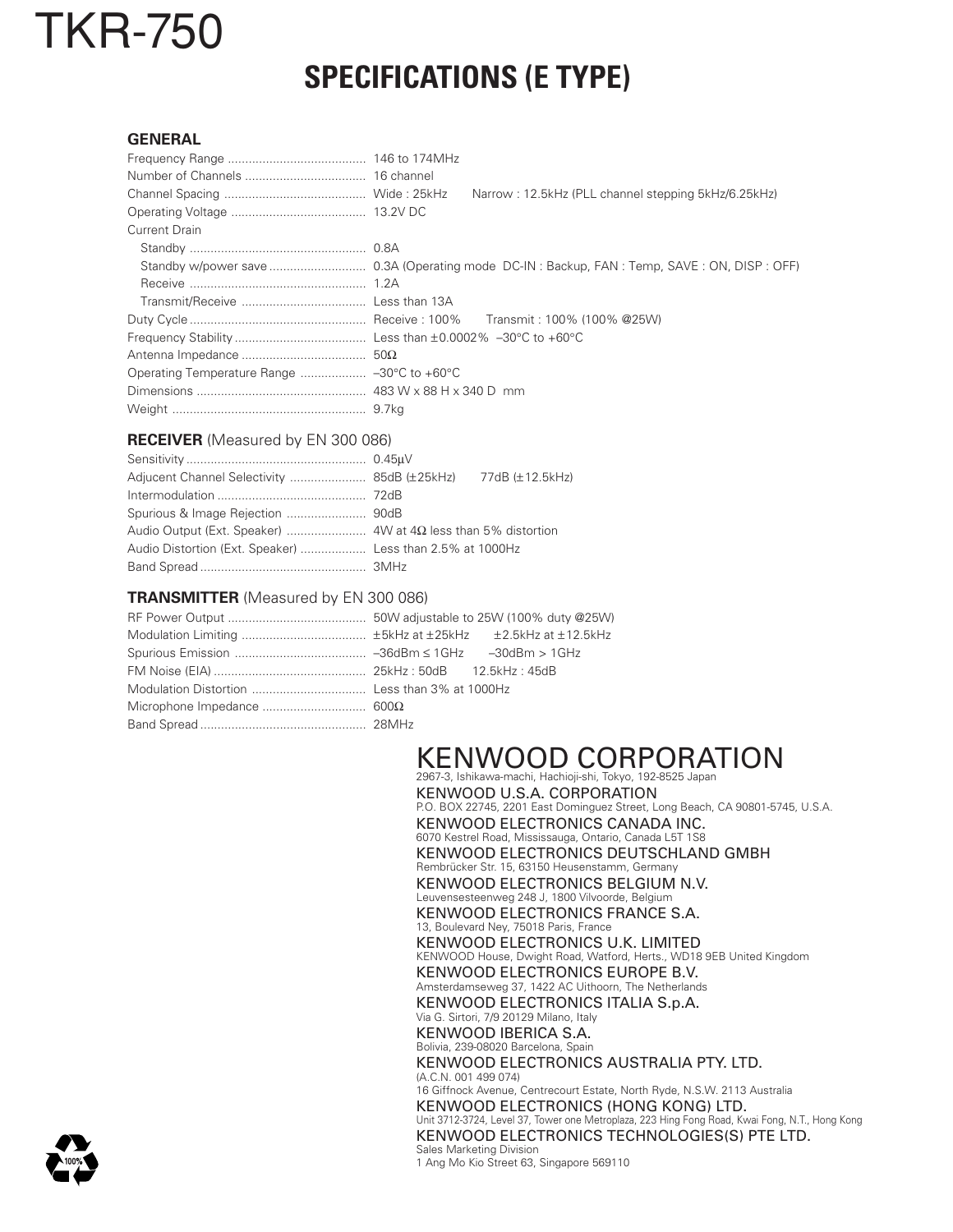# TKR-750

## SPECIFICATIONS (E TYPE)

### GENERAL

| | |
|---|---|
| Frequency Range | 146 to 174MHz |
| Number of Channels | 16 channel |
| Channel Spacing | Wide : 25kHz    Narrow : 12.5kHz (PLL channel stepping 5kHz/6.25kHz) |
| Operating Voltage | 13.2V DC |
| Current Drain | |
| Standby | 0.8A |
| Standby w/power save | 0.3A (Operating mode DC-IN : Backup, FAN : Temp, SAVE : ON, DISP : OFF) |
| Receive | 1.2A |
| Transmit/Receive | Less than 13A |
| Duty Cycle | Receive : 100%    Transmit : 100% (100% @25W) |
| Frequency Stability | Less than ±0.0002% –30°C to +60°C |
| Antenna Impedance | 50Ω |
| Operating Temperature Range | –30°C to +60°C |
| Dimensions | 483 W x 88 H x 340 D mm |
| Weight | 9.7kg |

### RECEIVER (Measured by EN 300 086)

| | |
|---|---|
| Sensitivity | 0.45µV |
| Adjucent Channel Selectivity | 85dB (±25kHz)    77dB (±12.5kHz) |
| Intermodulation | 72dB |
| Spurious & Image Rejection | 90dB |
| Audio Output (Ext. Speaker) | 4W at 4Ω less than 5% distortion |
| Audio Distortion (Ext. Speaker) | Less than 2.5% at 1000Hz |
| Band Spread | 3MHz |

### TRANSMITTER (Measured by EN 300 086)

| | |
|---|---|
| RF Power Output | 50W adjustable to 25W (100% duty @25W) |
| Modulation Limiting | ±5kHz at ±25kHz    ±2.5kHz at ±12.5kHz |
| Spurious Emission | –36dBm ≤ 1GHz    –30dBm > 1GHz |
| FM Noise (EIA) | 25kHz : 50dB    12.5kHz : 45dB |
| Modulation Distortion | Less than 3% at 1000Hz |
| Microphone Impedance | 600Ω |
| Band Spread | 28MHz |

**KENWOOD CORPORATION**
2967-3, Ishikawa-machi, Hachioji-shi, Tokyo, 192-8525 Japan

**KENWOOD U.S.A. CORPORATION**
P.O. BOX 22745, 2201 East Dominguez Street, Long Beach, CA 90801-5745, U.S.A.

**KENWOOD ELECTRONICS CANADA INC.**
6070 Kestrel Road, Mississauga, Ontario, Canada L5T 1S8

**KENWOOD ELECTRONICS DEUTSCHLAND GMBH**
Rembrücker Str. 15, 63150 Heusenstamm, Germany

**KENWOOD ELECTRONICS BELGIUM N.V.**
Leuvensesteenweg 248 J, 1800 Vilvoorde, Belgium

**KENWOOD ELECTRONICS FRANCE S.A.**
13, Boulevard Ney, 75018 Paris, France

**KENWOOD ELECTRONICS U.K. LIMITED**
KENWOOD House, Dwight Road, Watford, Herts., WD18 9EB United Kingdom

**KENWOOD ELECTRONICS EUROPE B.V.**
Amsterdamseweg 37, 1422 AC Uithoorn, The Netherlands

**KENWOOD ELECTRONICS ITALIA S.p.A.**
Via G. Sirtori, 7/9 20129 Milano, Italy

**KENWOOD IBERICA S.A.**
Bolivia, 239-08020 Barcelona, Spain

**KENWOOD ELECTRONICS AUSTRALIA PTY. LTD.**
(A.C.N. 001 499 074)
16 Giffnock Avenue, Centrecourt Estate, North Ryde, N.S.W. 2113 Australia

**KENWOOD ELECTRONICS (HONG KONG) LTD.**
Unit 3712-3724, Level 37, Tower one Metroplaza, 223 Hing Fong Road, Kwai Fong, N.T., Hong Kong

**KENWOOD ELECTRONICS TECHNOLOGIES(S) PTE LTD.**
Sales Marketing Division
1 Ang Mo Kio Street 63, Singapore 569110

100%